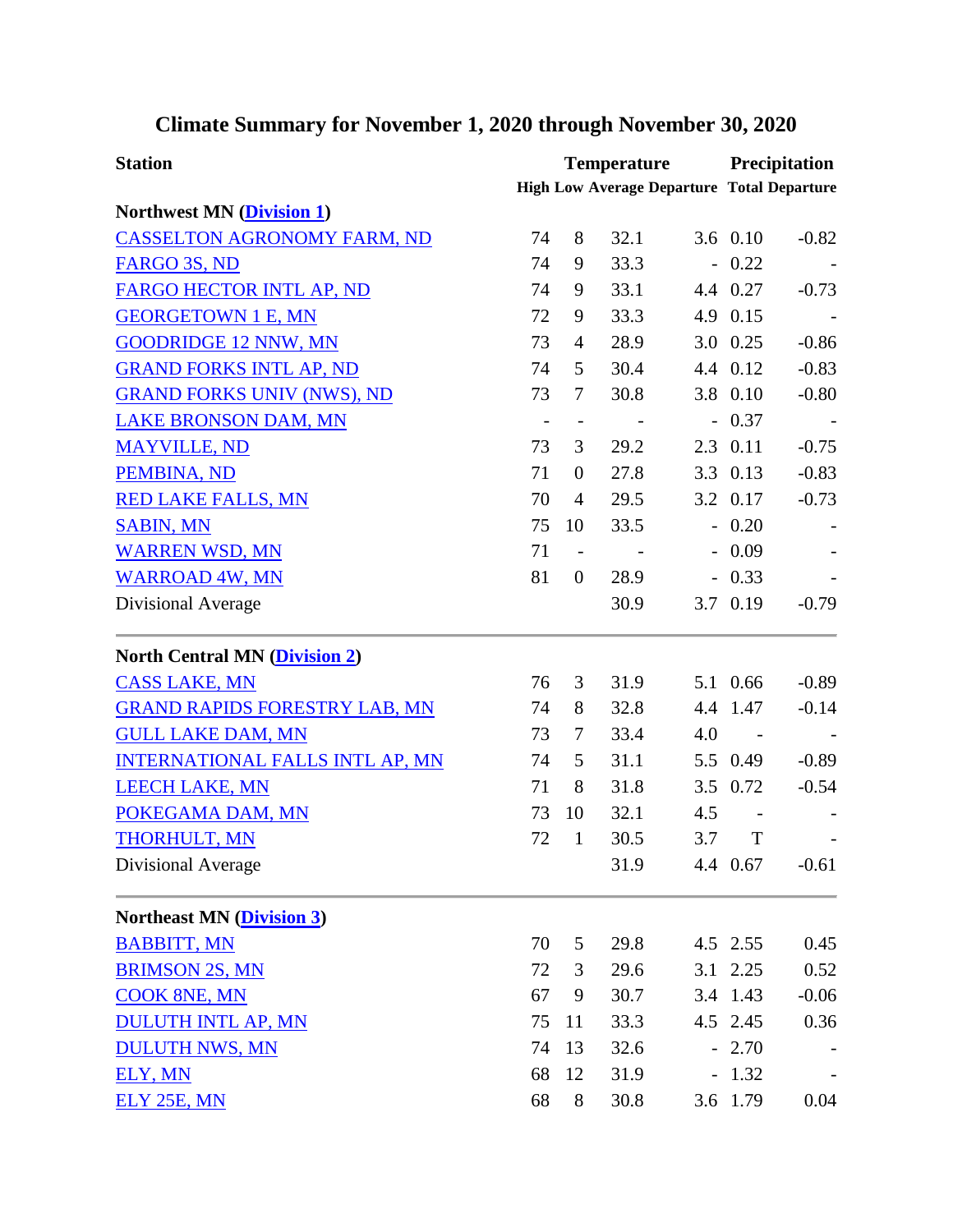# Climate Summary for November 1, 2020 through November 30, 2020

| Station | Temperature | | | | Precipitation | |
|---|---|---|---|---|---|---|
| | High | Low | Average | Departure | Total | Departure |
| **Northwest MN (Division 1)** | | | | | | |
| CASSELTON AGRONOMY FARM, ND | 74 | 8 | 32.1 | 3.6 | 0.10 | -0.82 |
| FARGO 3S, ND | 74 | 9 | 33.3 | - | 0.22 | - |
| FARGO HECTOR INTL AP, ND | 74 | 9 | 33.1 | 4.4 | 0.27 | -0.73 |
| GEORGETOWN 1 E, MN | 72 | 9 | 33.3 | 4.9 | 0.15 | - |
| GOODRIDGE 12 NNW, MN | 73 | 4 | 28.9 | 3.0 | 0.25 | -0.86 |
| GRAND FORKS INTL AP, ND | 74 | 5 | 30.4 | 4.4 | 0.12 | -0.83 |
| GRAND FORKS UNIV (NWS), ND | 73 | 7 | 30.8 | 3.8 | 0.10 | -0.80 |
| LAKE BRONSON DAM, MN | - | - | - | - | 0.37 | - |
| MAYVILLE, ND | 73 | 3 | 29.2 | 2.3 | 0.11 | -0.75 |
| PEMBINA, ND | 71 | 0 | 27.8 | 3.3 | 0.13 | -0.83 |
| RED LAKE FALLS, MN | 70 | 4 | 29.5 | 3.2 | 0.17 | -0.73 |
| SABIN, MN | 75 | 10 | 33.5 | - | 0.20 | - |
| WARREN WSD, MN | 71 | - | - | - | 0.09 | - |
| WARROAD 4W, MN | 81 | 0 | 28.9 | - | 0.33 | - |
| Divisional Average | | | 30.9 | 3.7 | 0.19 | -0.79 |
| **North Central MN (Division 2)** | | | | | | |
| CASS LAKE, MN | 76 | 3 | 31.9 | 5.1 | 0.66 | -0.89 |
| GRAND RAPIDS FORESTRY LAB, MN | 74 | 8 | 32.8 | 4.4 | 1.47 | -0.14 |
| GULL LAKE DAM, MN | 73 | 7 | 33.4 | 4.0 | - | - |
| INTERNATIONAL FALLS INTL AP, MN | 74 | 5 | 31.1 | 5.5 | 0.49 | -0.89 |
| LEECH LAKE, MN | 71 | 8 | 31.8 | 3.5 | 0.72 | -0.54 |
| POKEGAMA DAM, MN | 73 | 10 | 32.1 | 4.5 | - | - |
| THORHULT, MN | 72 | 1 | 30.5 | 3.7 | T | - |
| Divisional Average | | | 31.9 | 4.4 | 0.67 | -0.61 |
| **Northeast MN (Division 3)** | | | | | | |
| BABBITT, MN | 70 | 5 | 29.8 | 4.5 | 2.55 | 0.45 |
| BRIMSON 2S, MN | 72 | 3 | 29.6 | 3.1 | 2.25 | 0.52 |
| COOK 8NE, MN | 67 | 9 | 30.7 | 3.4 | 1.43 | -0.06 |
| DULUTH INTL AP, MN | 75 | 11 | 33.3 | 4.5 | 2.45 | 0.36 |
| DULUTH NWS, MN | 74 | 13 | 32.6 | - | 2.70 | - |
| ELY, MN | 68 | 12 | 31.9 | - | 1.32 | - |
| ELY 25E, MN | 68 | 8 | 30.8 | 3.6 | 1.79 | 0.04 |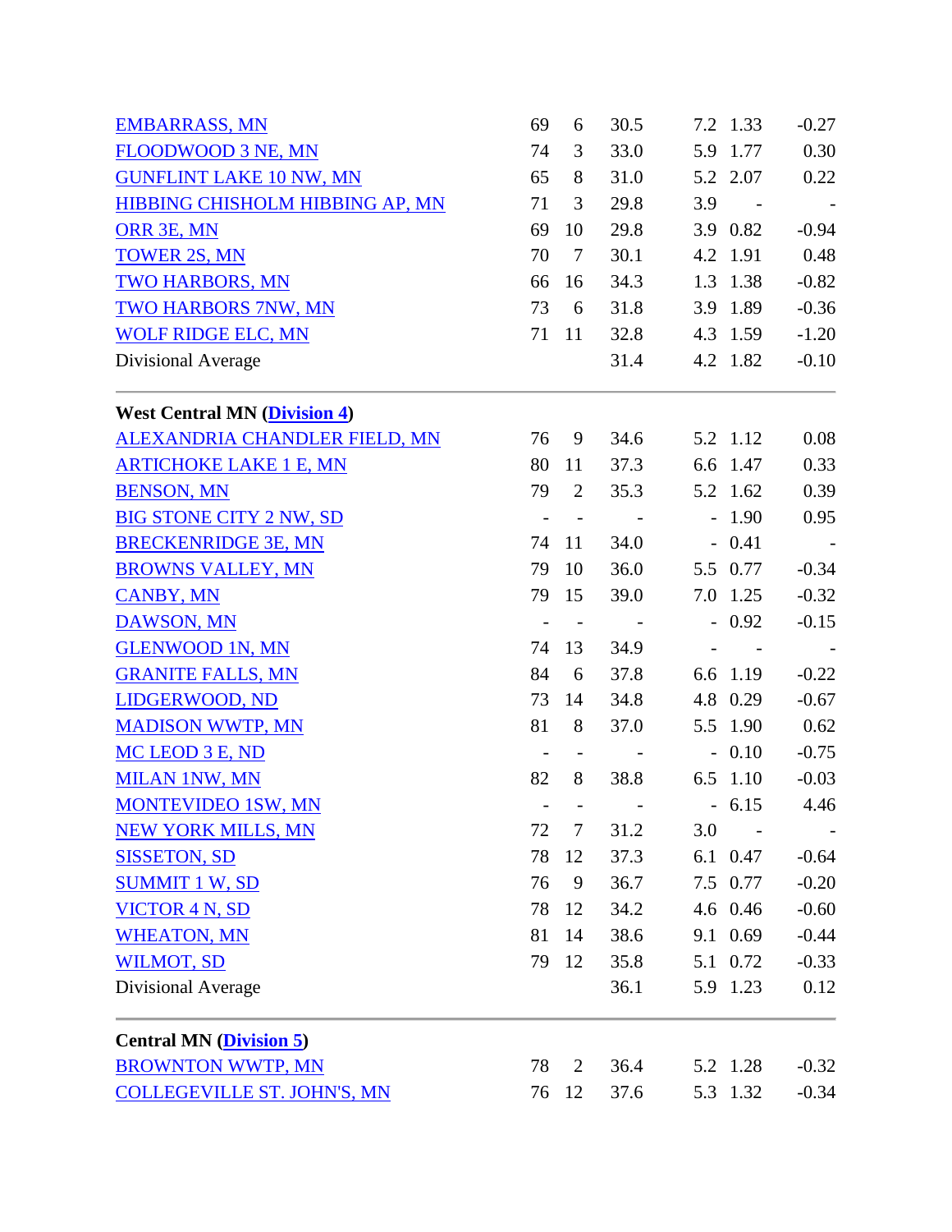| | | | | | | |
|---|---|---|---|---|---|---|
| EMBARRASS, MN | 69 | 6 | 30.5 | 7.2 | 1.33 | -0.27 |
| FLOODWOOD 3 NE, MN | 74 | 3 | 33.0 | 5.9 | 1.77 | 0.30 |
| GUNFLINT LAKE 10 NW, MN | 65 | 8 | 31.0 | 5.2 | 2.07 | 0.22 |
| HIBBING CHISHOLM HIBBING AP, MN | 71 | 3 | 29.8 | 3.9 | - | - |
| ORR 3E, MN | 69 | 10 | 29.8 | 3.9 | 0.82 | -0.94 |
| TOWER 2S, MN | 70 | 7 | 30.1 | 4.2 | 1.91 | 0.48 |
| TWO HARBORS, MN | 66 | 16 | 34.3 | 1.3 | 1.38 | -0.82 |
| TWO HARBORS 7NW, MN | 73 | 6 | 31.8 | 3.9 | 1.89 | -0.36 |
| WOLF RIDGE ELC, MN | 71 | 11 | 32.8 | 4.3 | 1.59 | -1.20 |
| Divisional Average | | | 31.4 | 4.2 | 1.82 | -0.10 |

**West Central MN (Division 4)**

| | | | | | | |
|---|---|---|---|---|---|---|
| ALEXANDRIA CHANDLER FIELD, MN | 76 | 9 | 34.6 | 5.2 | 1.12 | 0.08 |
| ARTICHOKE LAKE 1 E, MN | 80 | 11 | 37.3 | 6.6 | 1.47 | 0.33 |
| BENSON, MN | 79 | 2 | 35.3 | 5.2 | 1.62 | 0.39 |
| BIG STONE CITY 2 NW, SD | - | - | - | - | 1.90 | 0.95 |
| BRECKENRIDGE 3E, MN | 74 | 11 | 34.0 | - | 0.41 | - |
| BROWNS VALLEY, MN | 79 | 10 | 36.0 | 5.5 | 0.77 | -0.34 |
| CANBY, MN | 79 | 15 | 39.0 | 7.0 | 1.25 | -0.32 |
| DAWSON, MN | - | - | - | - | 0.92 | -0.15 |
| GLENWOOD 1N, MN | 74 | 13 | 34.9 | - | - | - |
| GRANITE FALLS, MN | 84 | 6 | 37.8 | 6.6 | 1.19 | -0.22 |
| LIDGERWOOD, ND | 73 | 14 | 34.8 | 4.8 | 0.29 | -0.67 |
| MADISON WWTP, MN | 81 | 8 | 37.0 | 5.5 | 1.90 | 0.62 |
| MC LEOD 3 E, ND | - | - | - | - | 0.10 | -0.75 |
| MILAN 1NW, MN | 82 | 8 | 38.8 | 6.5 | 1.10 | -0.03 |
| MONTEVIDEO 1SW, MN | - | - | - | - | 6.15 | 4.46 |
| NEW YORK MILLS, MN | 72 | 7 | 31.2 | 3.0 | - | - |
| SISSETON, SD | 78 | 12 | 37.3 | 6.1 | 0.47 | -0.64 |
| SUMMIT 1 W, SD | 76 | 9 | 36.7 | 7.5 | 0.77 | -0.20 |
| VICTOR 4 N, SD | 78 | 12 | 34.2 | 4.6 | 0.46 | -0.60 |
| WHEATON, MN | 81 | 14 | 38.6 | 9.1 | 0.69 | -0.44 |
| WILMOT, SD | 79 | 12 | 35.8 | 5.1 | 0.72 | -0.33 |
| Divisional Average | | | 36.1 | 5.9 | 1.23 | 0.12 |

**Central MN (Division 5)**

| | | | | | | |
|---|---|---|---|---|---|---|
| BROWNTON WWTP, MN | 78 | 2 | 36.4 | 5.2 | 1.28 | -0.32 |
| COLLEGEVILLE ST. JOHN'S, MN | 76 | 12 | 37.6 | 5.3 | 1.32 | -0.34 |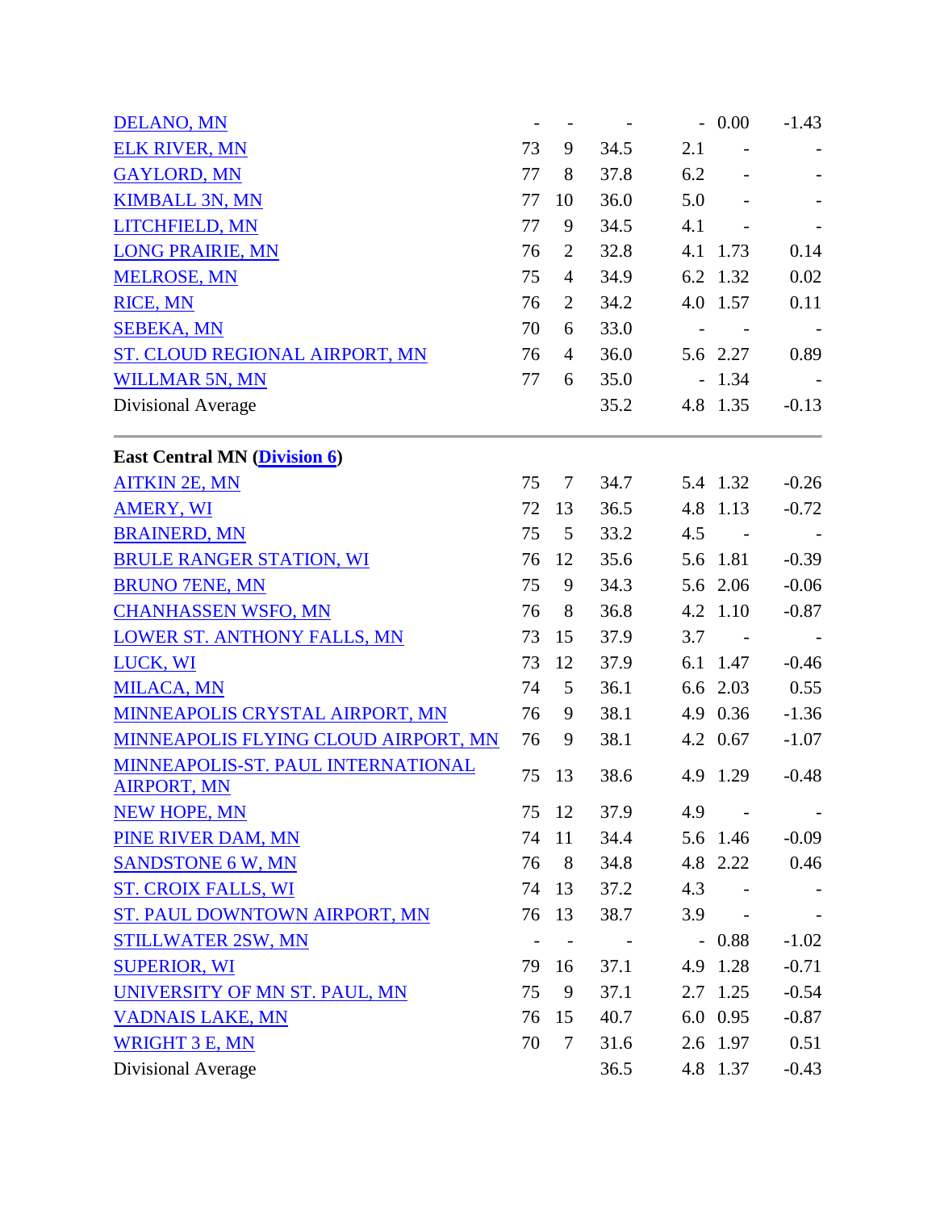| Station | | | | | | |
|---|---|---|---|---|---|---|
| DELANO, MN | - | - | - | - | 0.00 | -1.43 |
| ELK RIVER, MN | 73 | 9 | 34.5 | 2.1 | - | - |
| GAYLORD, MN | 77 | 8 | 37.8 | 6.2 | - | - |
| KIMBALL 3N, MN | 77 | 10 | 36.0 | 5.0 | - | - |
| LITCHFIELD, MN | 77 | 9 | 34.5 | 4.1 | - | - |
| LONG PRAIRIE, MN | 76 | 2 | 32.8 | 4.1 | 1.73 | 0.14 |
| MELROSE, MN | 75 | 4 | 34.9 | 6.2 | 1.32 | 0.02 |
| RICE, MN | 76 | 2 | 34.2 | 4.0 | 1.57 | 0.11 |
| SEBEKA, MN | 70 | 6 | 33.0 | - | - | - |
| ST. CLOUD REGIONAL AIRPORT, MN | 76 | 4 | 36.0 | 5.6 | 2.27 | 0.89 |
| WILLMAR 5N, MN | 77 | 6 | 35.0 | - | 1.34 | - |
| Divisional Average | | | 35.2 | 4.8 | 1.35 | -0.13 |

**East Central MN (Division 6)**

| Station | | | | | | |
|---|---|---|---|---|---|---|
| AITKIN 2E, MN | 75 | 7 | 34.7 | 5.4 | 1.32 | -0.26 |
| AMERY, WI | 72 | 13 | 36.5 | 4.8 | 1.13 | -0.72 |
| BRAINERD, MN | 75 | 5 | 33.2 | 4.5 | - | - |
| BRULE RANGER STATION, WI | 76 | 12 | 35.6 | 5.6 | 1.81 | -0.39 |
| BRUNO 7ENE, MN | 75 | 9 | 34.3 | 5.6 | 2.06 | -0.06 |
| CHANHASSEN WSFO, MN | 76 | 8 | 36.8 | 4.2 | 1.10 | -0.87 |
| LOWER ST. ANTHONY FALLS, MN | 73 | 15 | 37.9 | 3.7 | - | - |
| LUCK, WI | 73 | 12 | 37.9 | 6.1 | 1.47 | -0.46 |
| MILACA, MN | 74 | 5 | 36.1 | 6.6 | 2.03 | 0.55 |
| MINNEAPOLIS CRYSTAL AIRPORT, MN | 76 | 9 | 38.1 | 4.9 | 0.36 | -1.36 |
| MINNEAPOLIS FLYING CLOUD AIRPORT, MN | 76 | 9 | 38.1 | 4.2 | 0.67 | -1.07 |
| MINNEAPOLIS-ST. PAUL INTERNATIONAL AIRPORT, MN | 75 | 13 | 38.6 | 4.9 | 1.29 | -0.48 |
| NEW HOPE, MN | 75 | 12 | 37.9 | 4.9 | - | - |
| PINE RIVER DAM, MN | 74 | 11 | 34.4 | 5.6 | 1.46 | -0.09 |
| SANDSTONE 6 W, MN | 76 | 8 | 34.8 | 4.8 | 2.22 | 0.46 |
| ST. CROIX FALLS, WI | 74 | 13 | 37.2 | 4.3 | - | - |
| ST. PAUL DOWNTOWN AIRPORT, MN | 76 | 13 | 38.7 | 3.9 | - | - |
| STILLWATER 2SW, MN | - | - | - | - | 0.88 | -1.02 |
| SUPERIOR, WI | 79 | 16 | 37.1 | 4.9 | 1.28 | -0.71 |
| UNIVERSITY OF MN ST. PAUL, MN | 75 | 9 | 37.1 | 2.7 | 1.25 | -0.54 |
| VADNAIS LAKE, MN | 76 | 15 | 40.7 | 6.0 | 0.95 | -0.87 |
| WRIGHT 3 E, MN | 70 | 7 | 31.6 | 2.6 | 1.97 | 0.51 |
| Divisional Average | | | 36.5 | 4.8 | 1.37 | -0.43 |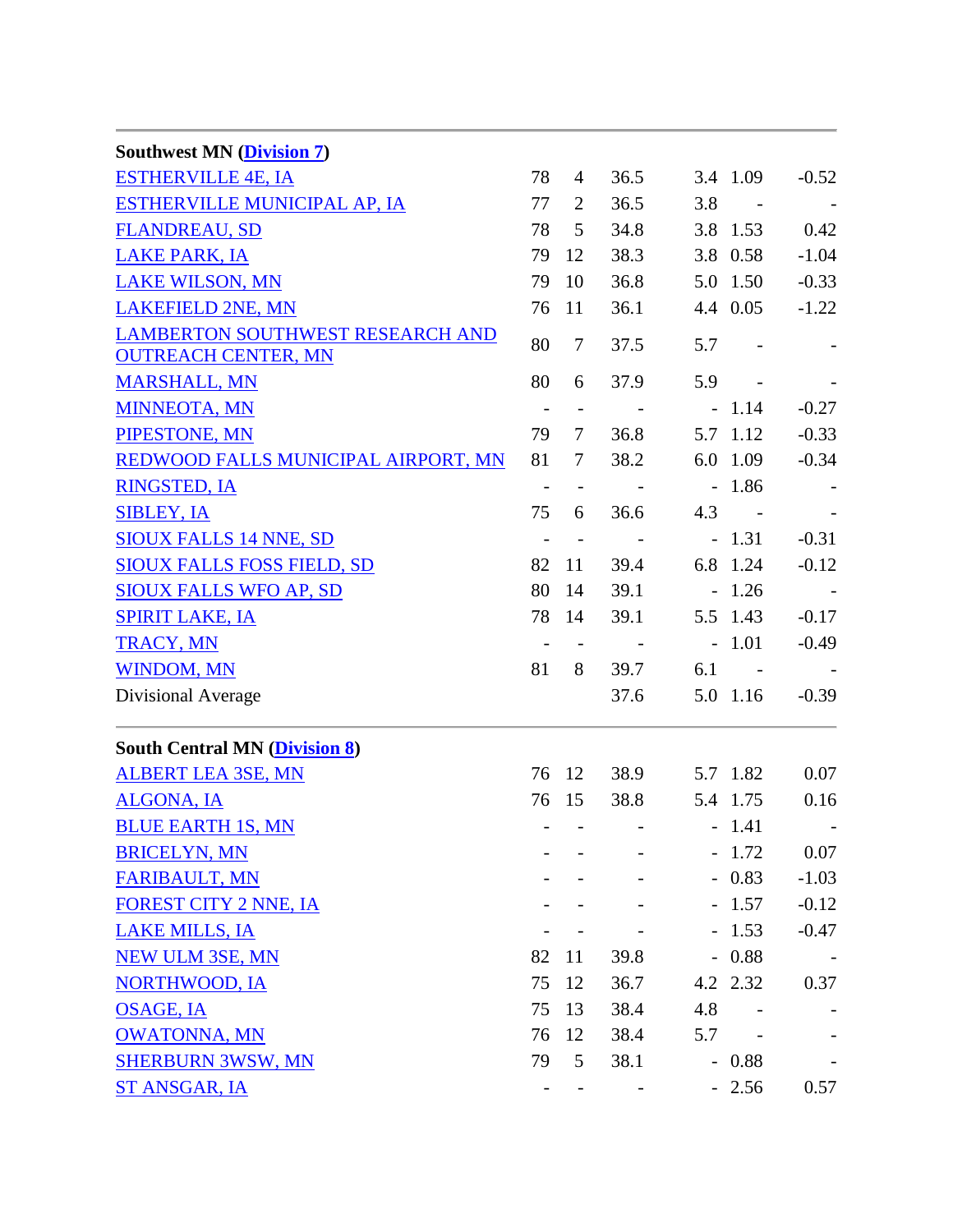| Southwest MN (Division 7) | | | | | | |
|---|---|---|---|---|---|---|
| ESTHERVILLE 4E, IA | 78 | 4 | 36.5 | 3.4 | 1.09 | -0.52 |
| ESTHERVILLE MUNICIPAL AP, IA | 77 | 2 | 36.5 | 3.8 | - | - |
| FLANDREAU, SD | 78 | 5 | 34.8 | 3.8 | 1.53 | 0.42 |
| LAKE PARK, IA | 79 | 12 | 38.3 | 3.8 | 0.58 | -1.04 |
| LAKE WILSON, MN | 79 | 10 | 36.8 | 5.0 | 1.50 | -0.33 |
| LAKEFIELD 2NE, MN | 76 | 11 | 36.1 | 4.4 | 0.05 | -1.22 |
| LAMBERTON SOUTHWEST RESEARCH AND OUTREACH CENTER, MN | 80 | 7 | 37.5 | 5.7 | - | - |
| MARSHALL, MN | 80 | 6 | 37.9 | 5.9 | - | - |
| MINNEOTA, MN | - | - | - | - | 1.14 | -0.27 |
| PIPESTONE, MN | 79 | 7 | 36.8 | 5.7 | 1.12 | -0.33 |
| REDWOOD FALLS MUNICIPAL AIRPORT, MN | 81 | 7 | 38.2 | 6.0 | 1.09 | -0.34 |
| RINGSTED, IA | - | - | - | - | 1.86 | - |
| SIBLEY, IA | 75 | 6 | 36.6 | 4.3 | - | - |
| SIOUX FALLS 14 NNE, SD | - | - | - | - | 1.31 | -0.31 |
| SIOUX FALLS FOSS FIELD, SD | 82 | 11 | 39.4 | 6.8 | 1.24 | -0.12 |
| SIOUX FALLS WFO AP, SD | 80 | 14 | 39.1 | - | 1.26 | - |
| SPIRIT LAKE, IA | 78 | 14 | 39.1 | 5.5 | 1.43 | -0.17 |
| TRACY, MN | - | - | - | - | 1.01 | -0.49 |
| WINDOM, MN | 81 | 8 | 39.7 | 6.1 | - | - |
| Divisional Average | | | 37.6 | 5.0 | 1.16 | -0.39 |

| South Central MN (Division 8) | | | | | | |
|---|---|---|---|---|---|---|
| ALBERT LEA 3SE, MN | 76 | 12 | 38.9 | 5.7 | 1.82 | 0.07 |
| ALGONA, IA | 76 | 15 | 38.8 | 5.4 | 1.75 | 0.16 |
| BLUE EARTH 1S, MN | - | - | - | - | 1.41 | - |
| BRICELYN, MN | - | - | - | - | 1.72 | 0.07 |
| FARIBAULT, MN | - | - | - | - | 0.83 | -1.03 |
| FOREST CITY 2 NNE, IA | - | - | - | - | 1.57 | -0.12 |
| LAKE MILLS, IA | - | - | - | - | 1.53 | -0.47 |
| NEW ULM 3SE, MN | 82 | 11 | 39.8 | - | 0.88 | - |
| NORTHWOOD, IA | 75 | 12 | 36.7 | 4.2 | 2.32 | 0.37 |
| OSAGE, IA | 75 | 13 | 38.4 | 4.8 | - | - |
| OWATONNA, MN | 76 | 12 | 38.4 | 5.7 | - | - |
| SHERBURN 3WSW, MN | 79 | 5 | 38.1 | - | 0.88 | - |
| ST ANSGAR, IA | - | - | - | - | 2.56 | 0.57 |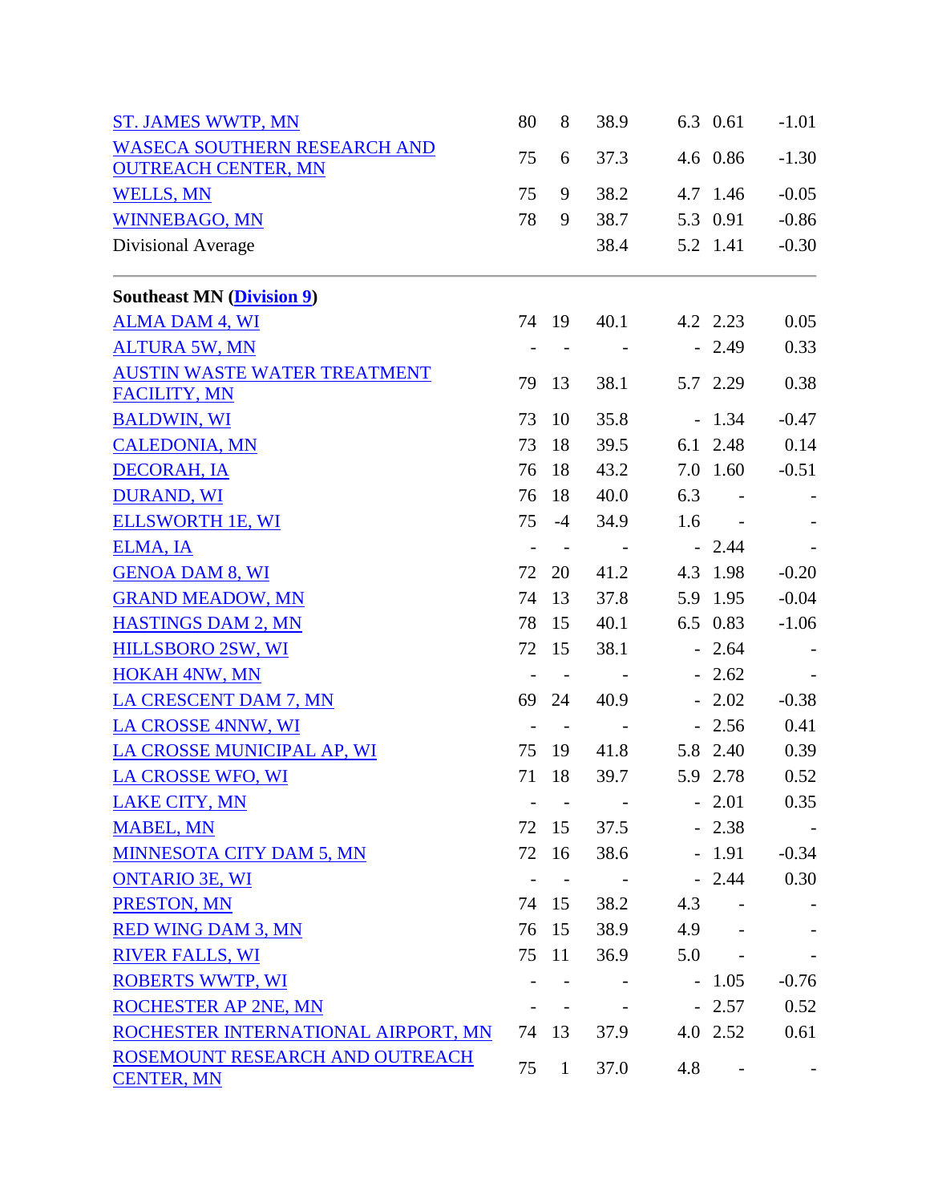| | | | | | | |
|---|---|---|---|---|---|---|
| ST. JAMES WWTP, MN | 80 | 8 | 38.9 | 6.3 | 0.61 | -1.01 |
| WASECA SOUTHERN RESEARCH AND OUTREACH CENTER, MN | 75 | 6 | 37.3 | 4.6 | 0.86 | -1.30 |
| WELLS, MN | 75 | 9 | 38.2 | 4.7 | 1.46 | -0.05 |
| WINNEBAGO, MN | 78 | 9 | 38.7 | 5.3 | 0.91 | -0.86 |
| Divisional Average | | | 38.4 | 5.2 | 1.41 | -0.30 |
| **Southeast MN (Division 9)** | | | | | | |
| ALMA DAM 4, WI | 74 | 19 | 40.1 | 4.2 | 2.23 | 0.05 |
| ALTURA 5W, MN | - | - | - | - | 2.49 | 0.33 |
| AUSTIN WASTE WATER TREATMENT FACILITY, MN | 79 | 13 | 38.1 | 5.7 | 2.29 | 0.38 |
| BALDWIN, WI | 73 | 10 | 35.8 | - | 1.34 | -0.47 |
| CALEDONIA, MN | 73 | 18 | 39.5 | 6.1 | 2.48 | 0.14 |
| DECORAH, IA | 76 | 18 | 43.2 | 7.0 | 1.60 | -0.51 |
| DURAND, WI | 76 | 18 | 40.0 | 6.3 | - | - |
| ELLSWORTH 1E, WI | 75 | -4 | 34.9 | 1.6 | - | - |
| ELMA, IA | - | - | - | - | 2.44 | - |
| GENOA DAM 8, WI | 72 | 20 | 41.2 | 4.3 | 1.98 | -0.20 |
| GRAND MEADOW, MN | 74 | 13 | 37.8 | 5.9 | 1.95 | -0.04 |
| HASTINGS DAM 2, MN | 78 | 15 | 40.1 | 6.5 | 0.83 | -1.06 |
| HILLSBORO 2SW, WI | 72 | 15 | 38.1 | - | 2.64 | - |
| HOKAH 4NW, MN | - | - | - | - | 2.62 | - |
| LA CRESCENT DAM 7, MN | 69 | 24 | 40.9 | - | 2.02 | -0.38 |
| LA CROSSE 4NNW, WI | - | - | - | - | 2.56 | 0.41 |
| LA CROSSE MUNICIPAL AP, WI | 75 | 19 | 41.8 | 5.8 | 2.40 | 0.39 |
| LA CROSSE WFO, WI | 71 | 18 | 39.7 | 5.9 | 2.78 | 0.52 |
| LAKE CITY, MN | - | - | - | - | 2.01 | 0.35 |
| MABEL, MN | 72 | 15 | 37.5 | - | 2.38 | - |
| MINNESOTA CITY DAM 5, MN | 72 | 16 | 38.6 | - | 1.91 | -0.34 |
| ONTARIO 3E, WI | - | - | - | - | 2.44 | 0.30 |
| PRESTON, MN | 74 | 15 | 38.2 | 4.3 | - | - |
| RED WING DAM 3, MN | 76 | 15 | 38.9 | 4.9 | - | - |
| RIVER FALLS, WI | 75 | 11 | 36.9 | 5.0 | - | - |
| ROBERTS WWTP, WI | - | - | - | - | 1.05 | -0.76 |
| ROCHESTER AP 2NE, MN | - | - | - | - | 2.57 | 0.52 |
| ROCHESTER INTERNATIONAL AIRPORT, MN | 74 | 13 | 37.9 | 4.0 | 2.52 | 0.61 |
| ROSEMOUNT RESEARCH AND OUTREACH CENTER, MN | 75 | 1 | 37.0 | 4.8 | - | - |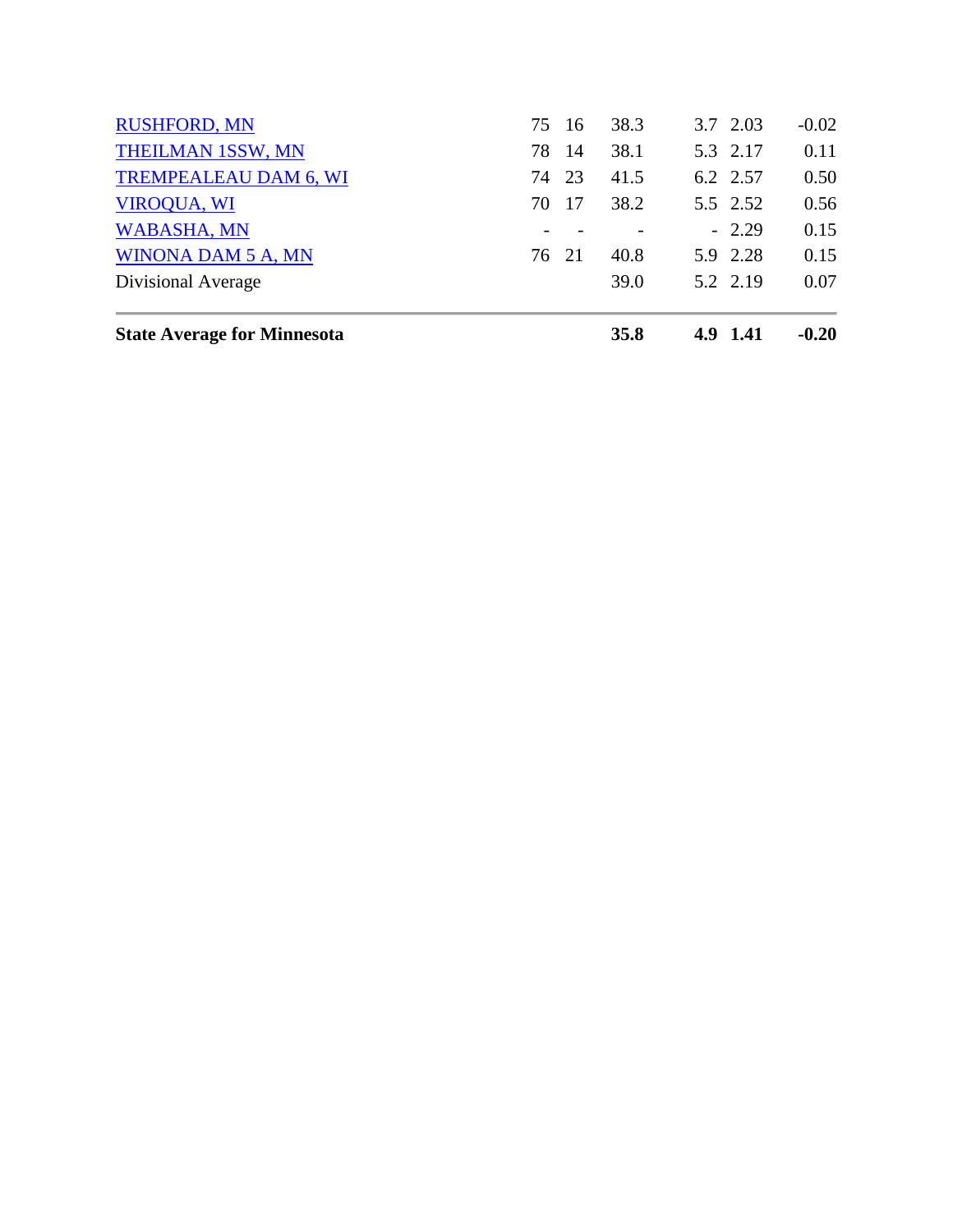| | | | | | | |
|---|---|---|---|---|---|---|
| RUSHFORD, MN | 75 | 16 | 38.3 | 3.7 | 2.03 | -0.02 |
| THEILMAN 1SSW, MN | 78 | 14 | 38.1 | 5.3 | 2.17 | 0.11 |
| TREMPEALEAU DAM 6, WI | 74 | 23 | 41.5 | 6.2 | 2.57 | 0.50 |
| VIROQUA, WI | 70 | 17 | 38.2 | 5.5 | 2.52 | 0.56 |
| WABASHA, MN | - | - | - | - | 2.29 | 0.15 |
| WINONA DAM 5 A, MN | 76 | 21 | 40.8 | 5.9 | 2.28 | 0.15 |
| Divisional Average | | | 39.0 | 5.2 | 2.19 | 0.07 |
| **State Average for Minnesota** | | | **35.8** | **4.9** | **1.41** | **-0.20** |